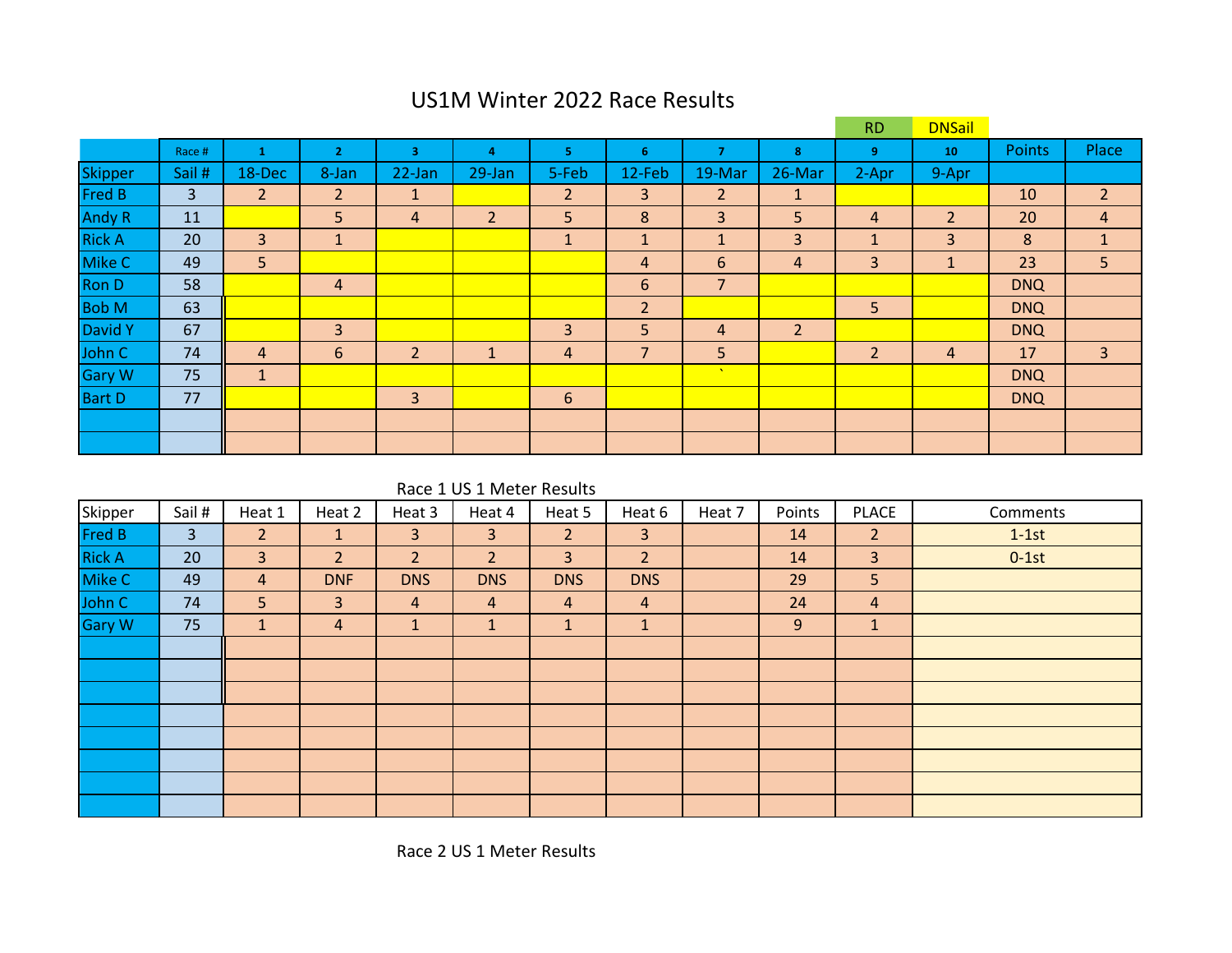# US1M Winter 2022 Race Results

| | | | | | | | | | | RD | DNSail | | |
|---|---|---|---|---|---|---|---|---|---|---|---|---|---|
| | Race # | 1 | 2 | 3 | 4 | 5 | 6 | 7 | 8 | 9 | 10 | Points | Place |
| Skipper | Sail # | 18-Dec | 8-Jan | 22-Jan | 29-Jan | 5-Feb | 12-Feb | 19-Mar | 26-Mar | 2-Apr | 9-Apr | | |
| Fred B | 3 | 2 | 2 | 1 | | 2 | 3 | 2 | 1 | | | 10 | 2 |
| Andy R | 11 | | 5 | 4 | 2 | 5 | 8 | 3 | 5 | 4 | 2 | 20 | 4 |
| Rick A | 20 | 3 | 1 | | | 1 | 1 | 1 | 3 | 1 | 3 | 8 | 1 |
| Mike C | 49 | 5 | | | | | 4 | 6 | 4 | 3 | 1 | 23 | 5 |
| Ron D | 58 | | 4 | | | | 6 | 7 | | | | DNQ | |
| Bob M | 63 | | | | | | 2 | | | 5 | | DNQ | |
| David Y | 67 | | 3 | | | 3 | 5 | 4 | 2 | | | DNQ | |
| John C | 74 | 4 | 6 | 2 | 1 | 4 | 7 | 5 | | 2 | 4 | 17 | 3 |
| Gary W | 75 | 1 | | | | | | ` | | | | DNQ | |
| Bart D | 77 | | | 3 | | 6 | | | | | | DNQ | |
| | | | | | | | | | | | | | |
| | | | | | | | | | | | | | |

## Race 1 US 1 Meter Results

| Skipper | Sail # | Heat 1 | Heat 2 | Heat 3 | Heat 4 | Heat 5 | Heat 6 | Heat 7 | Points | PLACE | Comments |
|---|---|---|---|---|---|---|---|---|---|---|---|
| Fred B | 3 | 2 | 1 | 3 | 3 | 2 | 3 | | 14 | 2 | 1-1st |
| Rick A | 20 | 3 | 2 | 2 | 2 | 3 | 2 | | 14 | 3 | 0-1st |
| Mike C | 49 | 4 | DNF | DNS | DNS | DNS | DNS | | 29 | 5 | |
| John C | 74 | 5 | 3 | 4 | 4 | 4 | 4 | | 24 | 4 | |
| Gary W | 75 | 1 | 4 | 1 | 1 | 1 | 1 | | 9 | 1 | |
| | | | | | | | | | | | |
| | | | | | | | | | | | |
| | | | | | | | | | | | |
| | | | | | | | | | | | |
| | | | | | | | | | | | |
| | | | | | | | | | | | |
| | | | | | | | | | | | |
| | | | | | | | | | | | |

## Race 2 US 1 Meter Results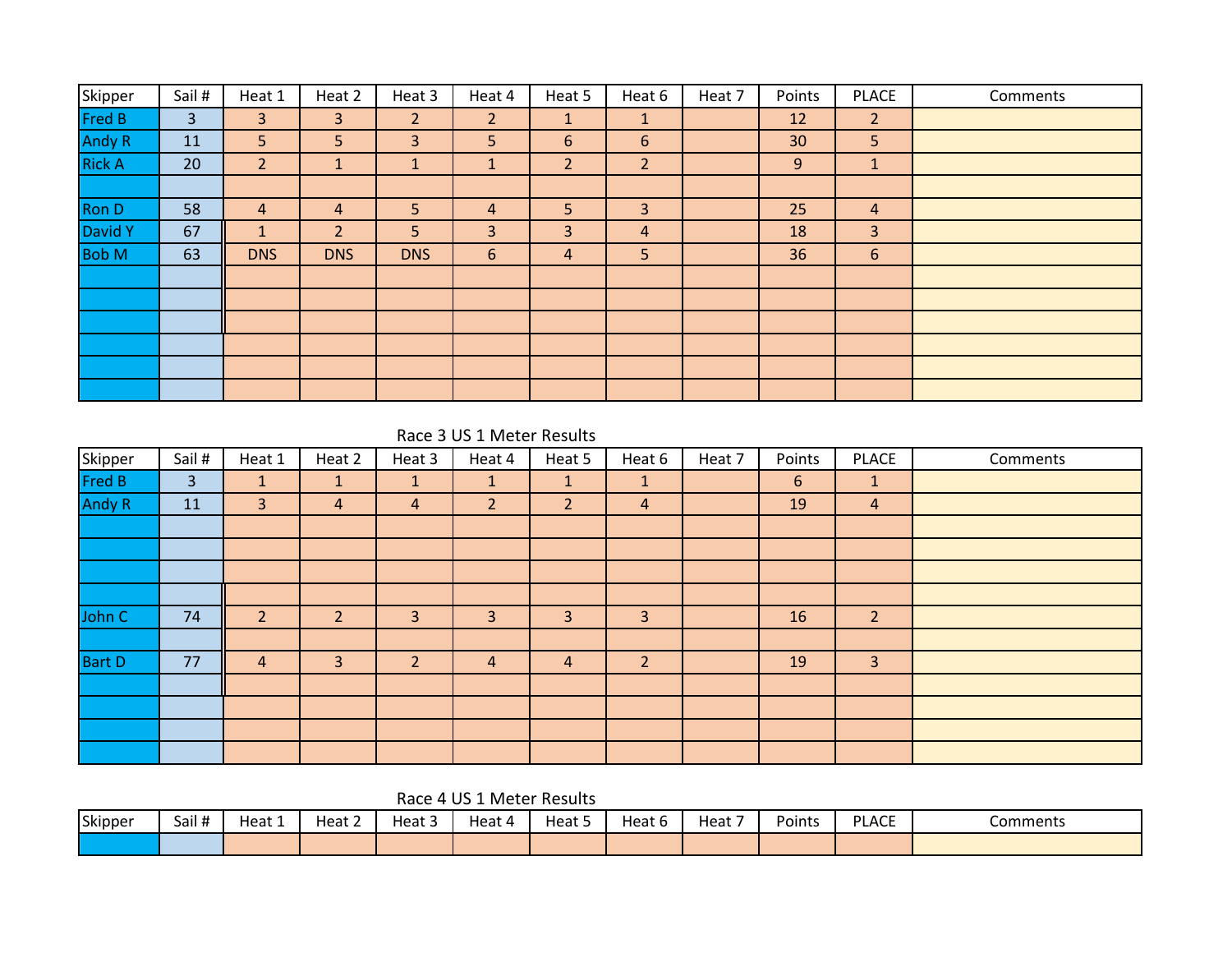| Skipper | Sail # | Heat 1 | Heat 2 | Heat 3 | Heat 4 | Heat 5 | Heat 6 | Heat 7 | Points | PLACE | Comments |
|---|---|---|---|---|---|---|---|---|---|---|---|
| Fred B | 3 | 3 | 3 | 2 | 2 | 1 | 1 | | 12 | 2 | |
| Andy R | 11 | 5 | 5 | 3 | 5 | 6 | 6 | | 30 | 5 | |
| Rick A | 20 | 2 | 1 | 1 | 1 | 2 | 2 | | 9 | 1 | |
| | | | | | | | | | | | |
| Ron D | 58 | 4 | 4 | 5 | 4 | 5 | 3 | | 25 | 4 | |
| David Y | 67 | 1 | 2 | 5 | 3 | 3 | 4 | | 18 | 3 | |
| Bob M | 63 | DNS | DNS | DNS | 6 | 4 | 5 | | 36 | 6 | |
| | | | | | | | | | | | |
| | | | | | | | | | | | |
| | | | | | | | | | | | |
| | | | | | | | | | | | |
| | | | | | | | | | | | |
| | | | | | | | | | | | |

## Race 3 US 1 Meter Results

| Skipper | Sail # | Heat 1 | Heat 2 | Heat 3 | Heat 4 | Heat 5 | Heat 6 | Heat 7 | Points | PLACE | Comments |
|---|---|---|---|---|---|---|---|---|---|---|---|
| Fred B | 3 | 1 | 1 | 1 | 1 | 1 | 1 | | 6 | 1 | |
| Andy R | 11 | 3 | 4 | 4 | 2 | 2 | 4 | | 19 | 4 | |
| | | | | | | | | | | | |
| | | | | | | | | | | | |
| | | | | | | | | | | | |
| | | | | | | | | | | | |
| John C | 74 | 2 | 2 | 3 | 3 | 3 | 3 | | 16 | 2 | |
| | | | | | | | | | | | |
| Bart D | 77 | 4 | 3 | 2 | 4 | 4 | 2 | | 19 | 3 | |
| | | | | | | | | | | | |
| | | | | | | | | | | | |
| | | | | | | | | | | | |
| | | | | | | | | | | | |

## Race 4 US 1 Meter Results

| Skipper | Sail # | Heat 1 | Heat 2 | Heat 3 | Heat 4 | Heat 5 | Heat 6 | Heat 7 | Points | PLACE | Comments |
|---|---|---|---|---|---|---|---|---|---|---|---|
| | | | | | | | | | | | |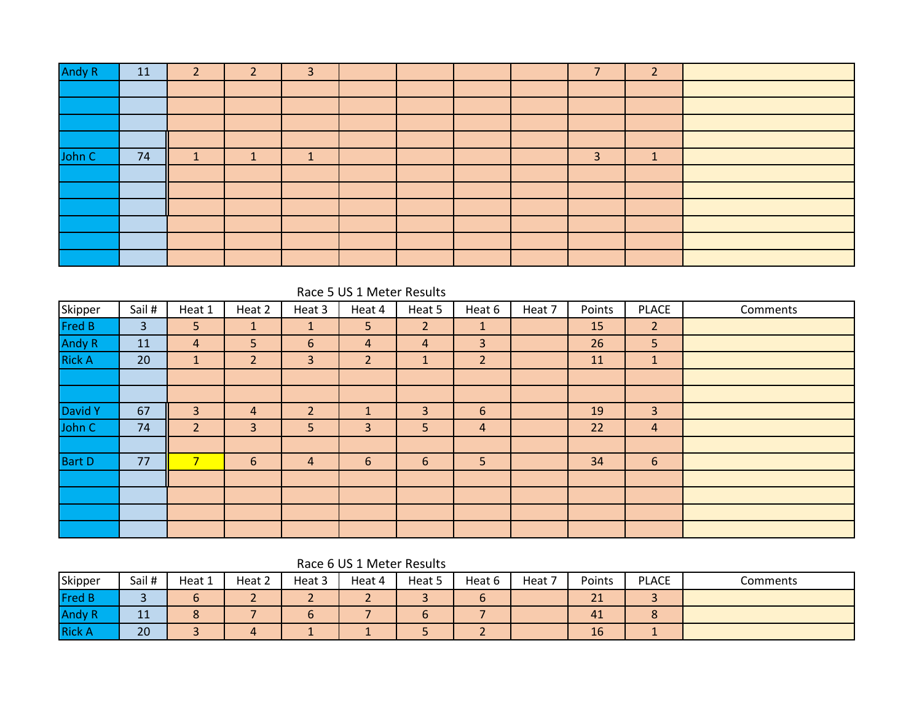| | | | | | | | | | | | |
|---|---|---|---|---|---|---|---|---|---|---|---|
| Andy R | 11 | 2 | 2 | 3 | | | | | 7 | 2 | |
| | | | | | | | | | | | |
| | | | | | | | | | | | |
| | | | | | | | | | | | |
| | | | | | | | | | | | |
| John C | 74 | 1 | 1 | 1 | | | | | 3 | 1 | |
| | | | | | | | | | | | |
| | | | | | | | | | | | |
| | | | | | | | | | | | |
| | | | | | | | | | | | |
| | | | | | | | | | | | |
| | | | | | | | | | | | |

Race 5 US 1 Meter Results

| Skipper | Sail # | Heat 1 | Heat 2 | Heat 3 | Heat 4 | Heat 5 | Heat 6 | Heat 7 | Points | PLACE | Comments |
|---|---|---|---|---|---|---|---|---|---|---|---|
| Fred B | 3 | 5 | 1 | 1 | 5 | 2 | 1 | | 15 | 2 | |
| Andy R | 11 | 4 | 5 | 6 | 4 | 4 | 3 | | 26 | 5 | |
| Rick A | 20 | 1 | 2 | 3 | 2 | 1 | 2 | | 11 | 1 | |
| | | | | | | | | | | | |
| | | | | | | | | | | | |
| David Y | 67 | 3 | 4 | 2 | 1 | 3 | 6 | | 19 | 3 | |
| John C | 74 | 2 | 3 | 5 | 3 | 5 | 4 | | 22 | 4 | |
| | | | | | | | | | | | |
| Bart D | 77 | 7 | 6 | 4 | 6 | 6 | 5 | | 34 | 6 | |
| | | | | | | | | | | | |
| | | | | | | | | | | | |
| | | | | | | | | | | | |
| | | | | | | | | | | | |

Race 6 US 1 Meter Results

| Skipper | Sail # | Heat 1 | Heat 2 | Heat 3 | Heat 4 | Heat 5 | Heat 6 | Heat 7 | Points | PLACE | Comments |
|---|---|---|---|---|---|---|---|---|---|---|---|
| Fred B | 3 | 6 | 2 | 2 | 2 | 3 | 6 | | 21 | 3 | |
| Andy R | 11 | 8 | 7 | 6 | 7 | 6 | 7 | | 41 | 8 | |
| Rick A | 20 | 3 | 4 | 1 | 1 | 5 | 2 | | 16 | 1 | |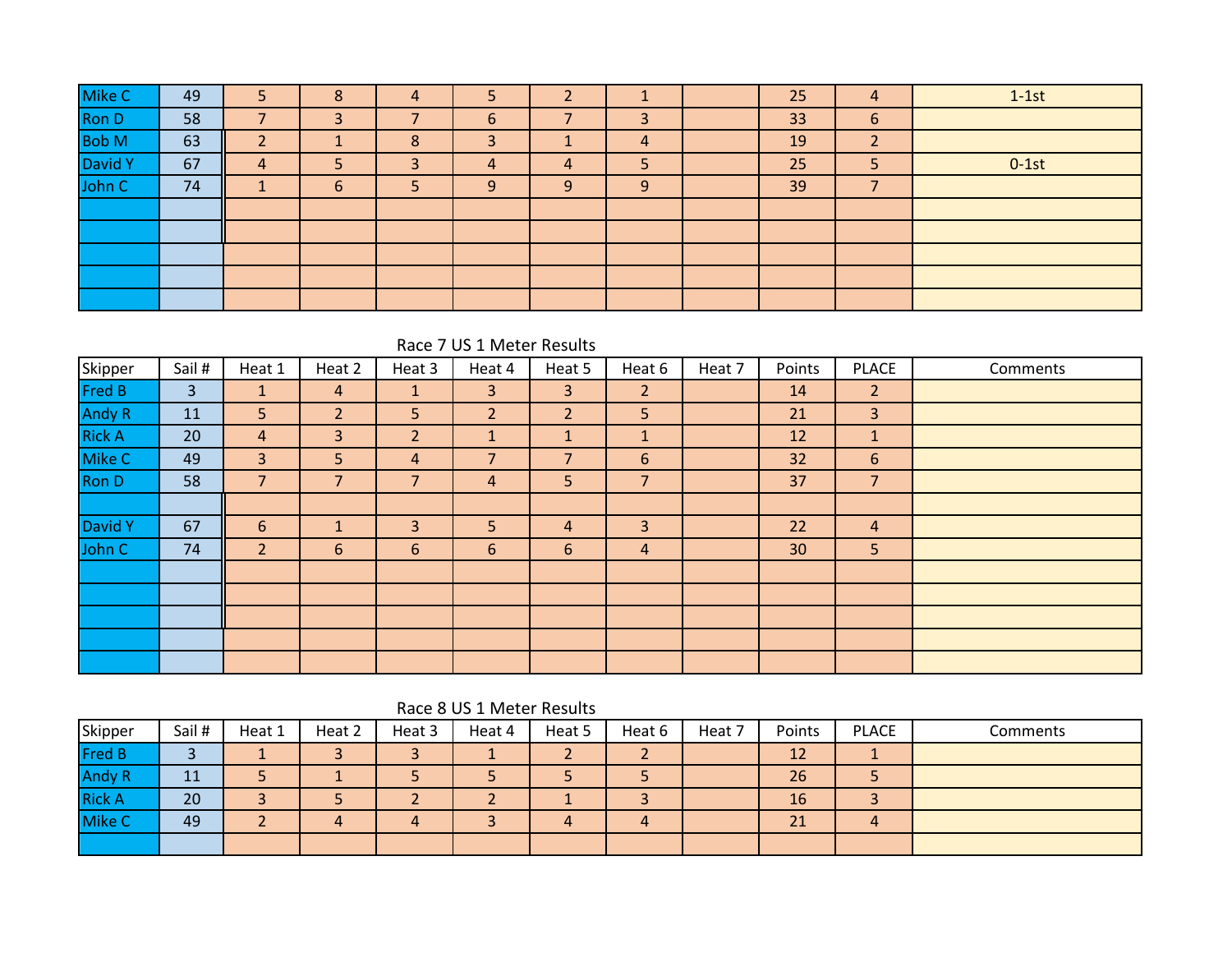| | | | | | | | | | | | |
|---|---|---|---|---|---|---|---|---|---|---|---|
| Mike C | 49 | 5 | 8 | 4 | 5 | 2 | 1 | | 25 | 4 | 1-1st |
| Ron D | 58 | 7 | 3 | 7 | 6 | 7 | 3 | | 33 | 6 | |
| Bob M | 63 | 2 | 1 | 8 | 3 | 1 | 4 | | 19 | 2 | |
| David Y | 67 | 4 | 5 | 3 | 4 | 4 | 5 | | 25 | 5 | 0-1st |
| John C | 74 | 1 | 6 | 5 | 9 | 9 | 9 | | 39 | 7 | |
| | | | | | | | | | | | |
| | | | | | | | | | | | |
| | | | | | | | | | | | |
| | | | | | | | | | | | |
| | | | | | | | | | | | |

Race 7 US 1 Meter Results

| Skipper | Sail # | Heat 1 | Heat 2 | Heat 3 | Heat 4 | Heat 5 | Heat 6 | Heat 7 | Points | PLACE | Comments |
|---|---|---|---|---|---|---|---|---|---|---|---|
| Fred B | 3 | 1 | 4 | 1 | 3 | 3 | 2 | | 14 | 2 | |
| Andy R | 11 | 5 | 2 | 5 | 2 | 2 | 5 | | 21 | 3 | |
| Rick A | 20 | 4 | 3 | 2 | 1 | 1 | 1 | | 12 | 1 | |
| Mike C | 49 | 3 | 5 | 4 | 7 | 7 | 6 | | 32 | 6 | |
| Ron D | 58 | 7 | 7 | 7 | 4 | 5 | 7 | | 37 | 7 | |
| | | | | | | | | | | | |
| David Y | 67 | 6 | 1 | 3 | 5 | 4 | 3 | | 22 | 4 | |
| John C | 74 | 2 | 6 | 6 | 6 | 6 | 4 | | 30 | 5 | |
| | | | | | | | | | | | |
| | | | | | | | | | | | |
| | | | | | | | | | | | |
| | | | | | | | | | | | |
| | | | | | | | | | | | |

Race 8 US 1 Meter Results

| Skipper | Sail # | Heat 1 | Heat 2 | Heat 3 | Heat 4 | Heat 5 | Heat 6 | Heat 7 | Points | PLACE | Comments |
|---|---|---|---|---|---|---|---|---|---|---|---|
| Fred B | 3 | 1 | 3 | 3 | 1 | 2 | 2 | | 12 | 1 | |
| Andy R | 11 | 5 | 1 | 5 | 5 | 5 | 5 | | 26 | 5 | |
| Rick A | 20 | 3 | 5 | 2 | 2 | 1 | 3 | | 16 | 3 | |
| Mike C | 49 | 2 | 4 | 4 | 3 | 4 | 4 | | 21 | 4 | |
| | | | | | | | | | | | |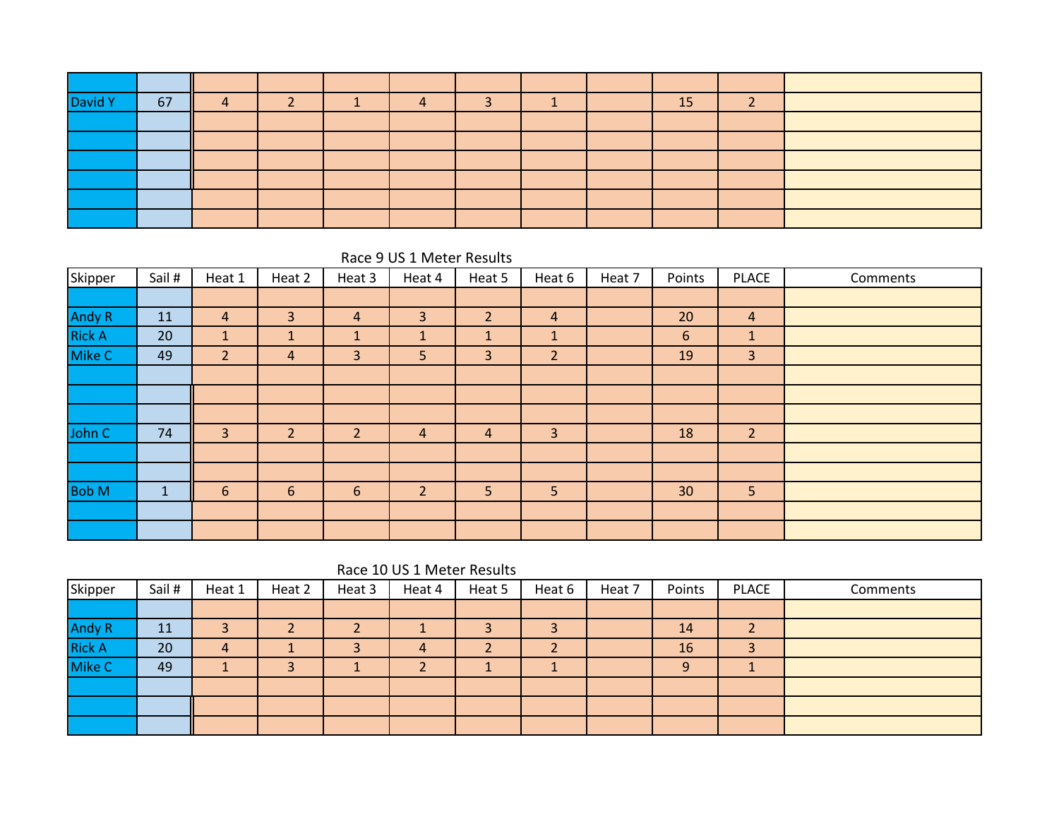| | | | | | | | | | | | |
|---|---|---|---|---|---|---|---|---|---|---|---|
| | | | | | | | | | | | |
| David Y | 67 | 4 | 2 | 1 | 4 | 3 | 1 | | 15 | 2 | |
| | | | | | | | | | | | |
| | | | | | | | | | | | |
| | | | | | | | | | | | |
| | | | | | | | | | | | |
| | | | | | | | | | | | |
| | | | | | | | | | | | |

Race 9 US 1 Meter Results

| Skipper | Sail # | Heat 1 | Heat 2 | Heat 3 | Heat 4 | Heat 5 | Heat 6 | Heat 7 | Points | PLACE | Comments |
|---|---|---|---|---|---|---|---|---|---|---|---|
| | | | | | | | | | | | |
| Andy R | 11 | 4 | 3 | 4 | 3 | 2 | 4 | | 20 | 4 | |
| Rick A | 20 | 1 | 1 | 1 | 1 | 1 | 1 | | 6 | 1 | |
| Mike C | 49 | 2 | 4 | 3 | 5 | 3 | 2 | | 19 | 3 | |
| | | | | | | | | | | | |
| | | | | | | | | | | | |
| | | | | | | | | | | | |
| John C | 74 | 3 | 2 | 2 | 4 | 4 | 3 | | 18 | 2 | |
| | | | | | | | | | | | |
| | | | | | | | | | | | |
| Bob M | 1 | 6 | 6 | 6 | 2 | 5 | 5 | | 30 | 5 | |
| | | | | | | | | | | | |
| | | | | | | | | | | | |

Race 10 US 1 Meter Results

| Skipper | Sail # | Heat 1 | Heat 2 | Heat 3 | Heat 4 | Heat 5 | Heat 6 | Heat 7 | Points | PLACE | Comments |
|---|---|---|---|---|---|---|---|---|---|---|---|
| | | | | | | | | | | | |
| Andy R | 11 | 3 | 2 | 2 | 1 | 3 | 3 | | 14 | 2 | |
| Rick A | 20 | 4 | 1 | 3 | 4 | 2 | 2 | | 16 | 3 | |
| Mike C | 49 | 1 | 3 | 1 | 2 | 1 | 1 | | 9 | 1 | |
| | | | | | | | | | | | |
| | | | | | | | | | | | |
| | | | | | | | | | | | |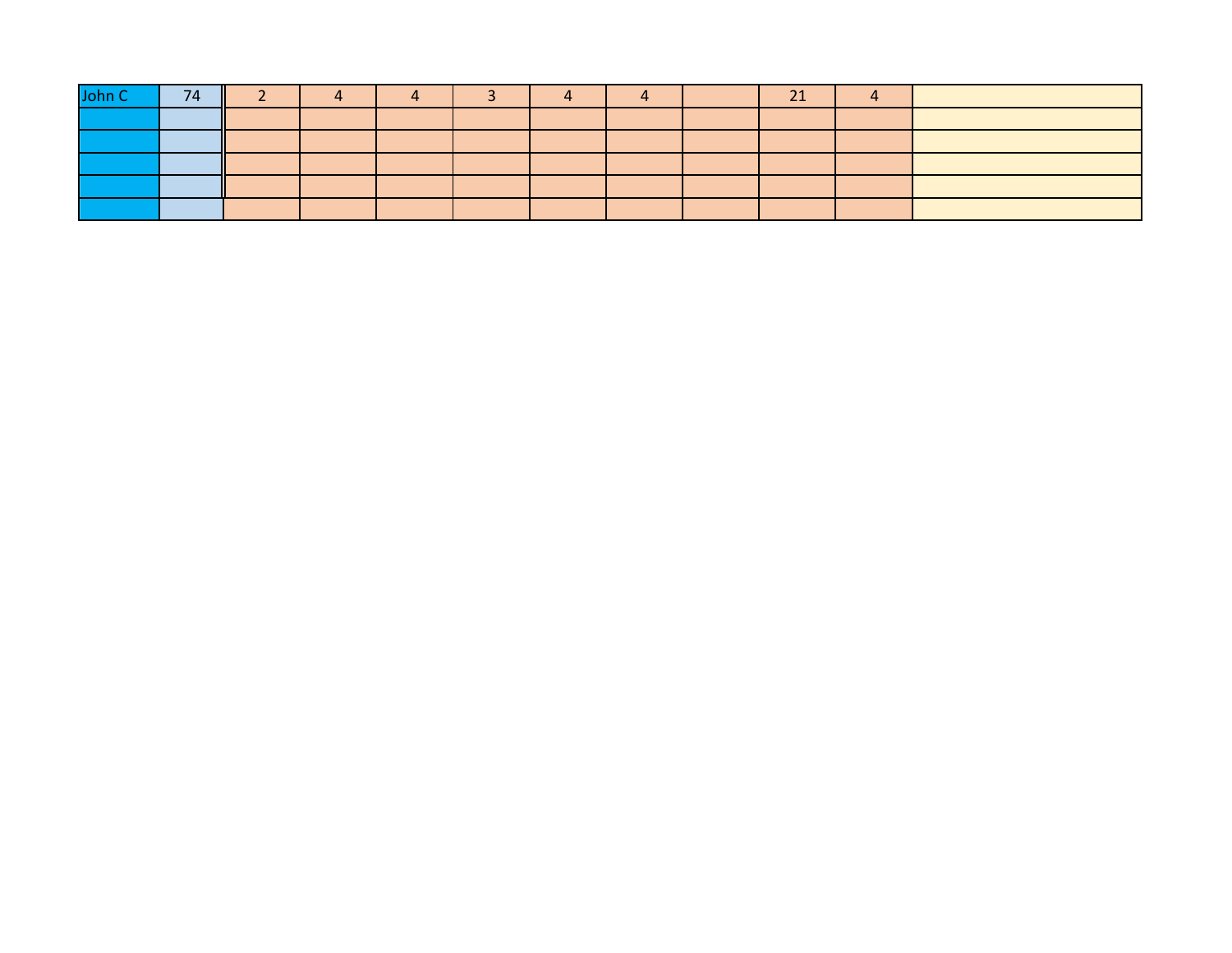| | | | | | | | | | | | |
|---|---|---|---|---|---|---|---|---|---|---|---|
| John C | 74 | 2 | 4 | 4 | 3 | 4 | 4 | | 21 | 4 | |
| | | | | | | | | | | | |
| | | | | | | | | | | | |
| | | | | | | | | | | | |
| | | | | | | | | | | | |
| | | | | | | | | | | | |